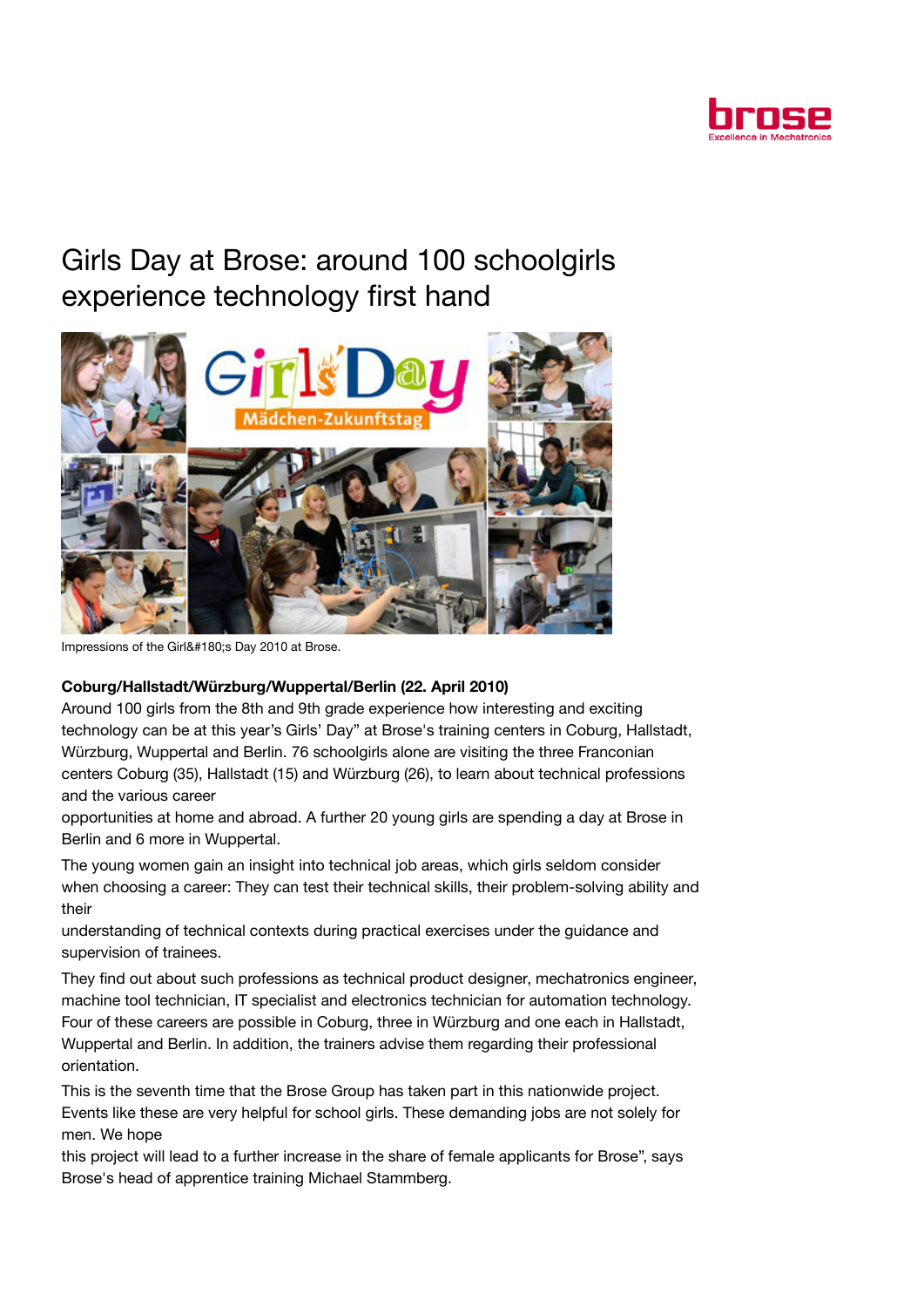# Girls Day at Brose: around 100 schoolgirls experience technology first hand

Impressions of the Girl&#180;s Day 2010 at Brose.

**Coburg/Hallstadt/Würzburg/Wuppertal/Berlin (22. April 2010)**

Around 100 girls from the 8th and 9th grade experience how interesting and exciting technology can be at this year's Girls' Day" at Brose's training centers in Coburg, Hallstadt, Würzburg, Wuppertal and Berlin. 76 schoolgirls alone are visiting the three Franconian centers Coburg (35), Hallstadt (15) and Würzburg (26), to learn about technical professions and the various career opportunities at home and abroad. A further 20 young girls are spending a day at Brose in Berlin and 6 more in Wuppertal.

The young women gain an insight into technical job areas, which girls seldom consider when choosing a career: They can test their technical skills, their problem-solving ability and their understanding of technical contexts during practical exercises under the guidance and supervision of trainees.

They find out about such professions as technical product designer, mechatronics engineer, machine tool technician, IT specialist and electronics technician for automation technology. Four of these careers are possible in Coburg, three in Würzburg and one each in Hallstadt, Wuppertal and Berlin. In addition, the trainers advise them regarding their professional orientation.

This is the seventh time that the Brose Group has taken part in this nationwide project. Events like these are very helpful for school girls. These demanding jobs are not solely for men. We hope this project will lead to a further increase in the share of female applicants for Brose", says Brose's head of apprentice training Michael Stammberg.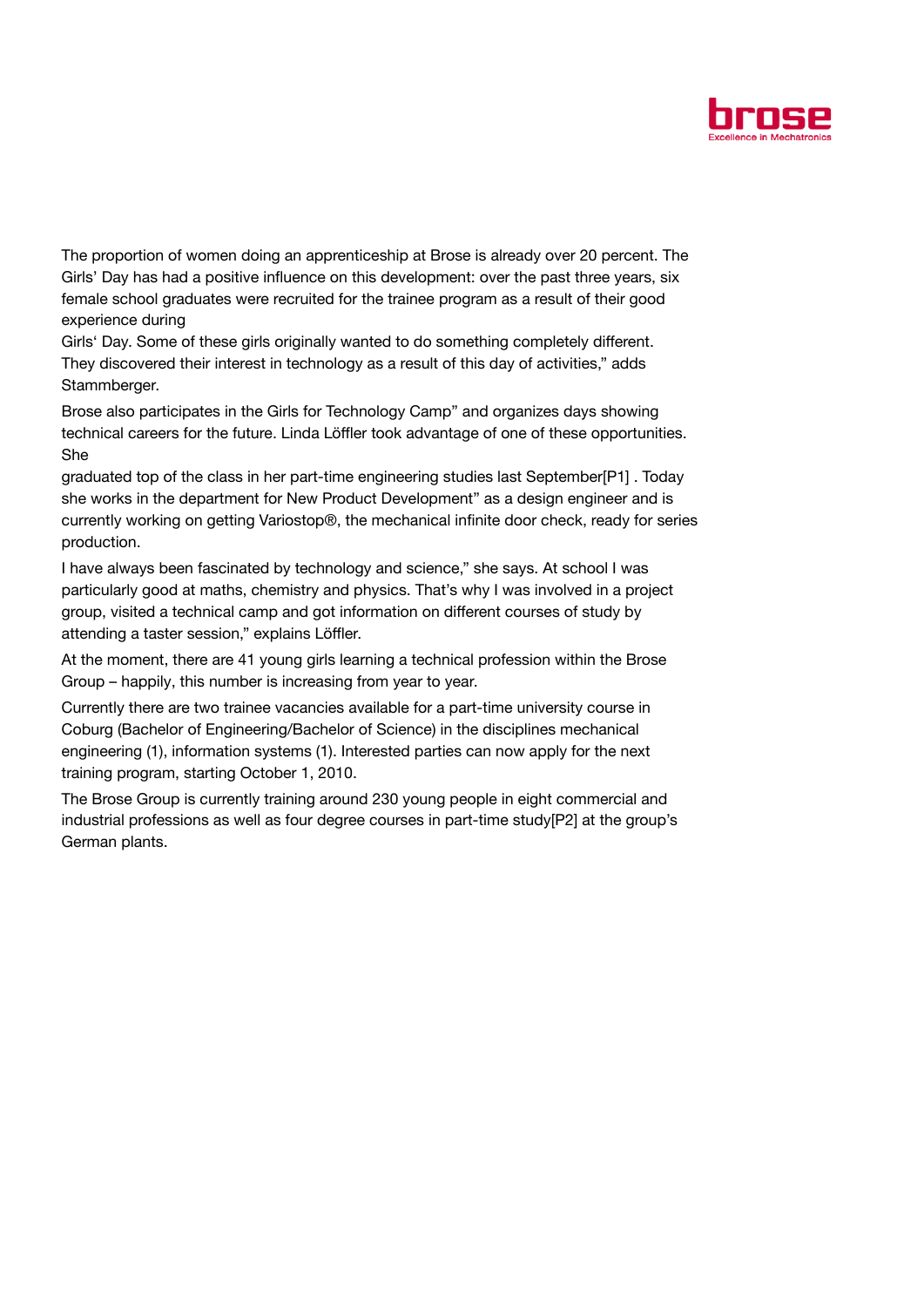The proportion of women doing an apprenticeship at Brose is already over 20 percent. The Girls' Day has had a positive influence on this development: over the past three years, six female school graduates were recruited for the trainee program as a result of their good experience during Girls' Day. Some of these girls originally wanted to do something completely different. They discovered their interest in technology as a result of this day of activities," adds Stammberger.

Brose also participates in the Girls for Technology Camp" and organizes days showing technical careers for the future. Linda Löffler took advantage of one of these opportunities. She graduated top of the class in her part-time engineering studies last September[P1] . Today she works in the department for New Product Development" as a design engineer and is currently working on getting Variostop®, the mechanical infinite door check, ready for series production.

I have always been fascinated by technology and science," she says. At school I was particularly good at maths, chemistry and physics. That's why I was involved in a project group, visited a technical camp and got information on different courses of study by attending a taster session," explains Löffler.

At the moment, there are 41 young girls learning a technical profession within the Brose Group – happily, this number is increasing from year to year.

Currently there are two trainee vacancies available for a part-time university course in Coburg (Bachelor of Engineering/Bachelor of Science) in the disciplines mechanical engineering (1), information systems (1). Interested parties can now apply for the next training program, starting October 1, 2010.

The Brose Group is currently training around 230 young people in eight commercial and industrial professions as well as four degree courses in part-time study[P2] at the group's German plants.